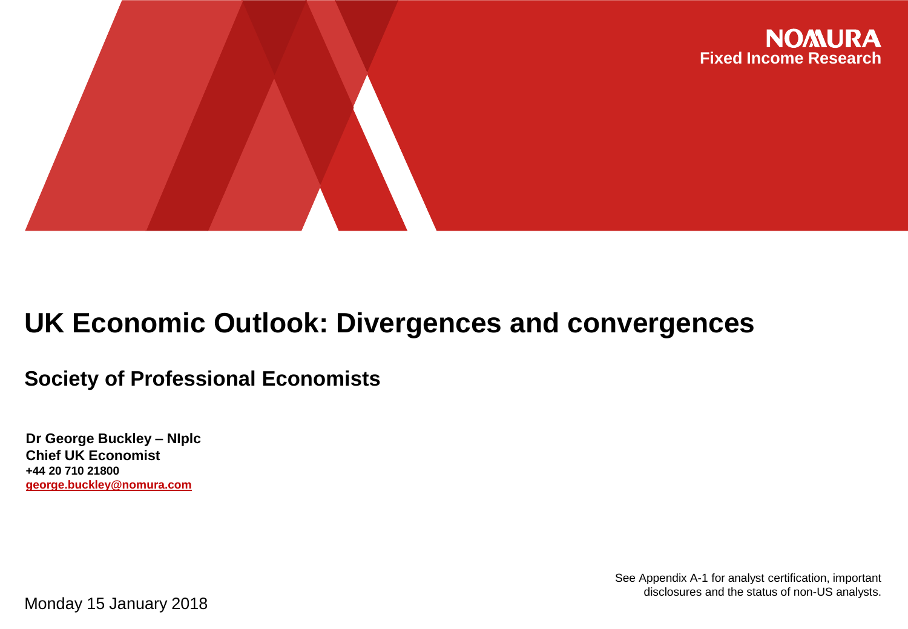**NOMURA**
**Fixed Income Research**

# UK Economic Outlook: Divergences and convergences

## Society of Professional Economists

**Dr George Buckley – NIplc**
**Chief UK Economist**
**+44 20 710 21800**
**george.buckley@nomura.com**

See Appendix A-1 for analyst certification, important disclosures and the status of non-US analysts.

Monday 15 January 2018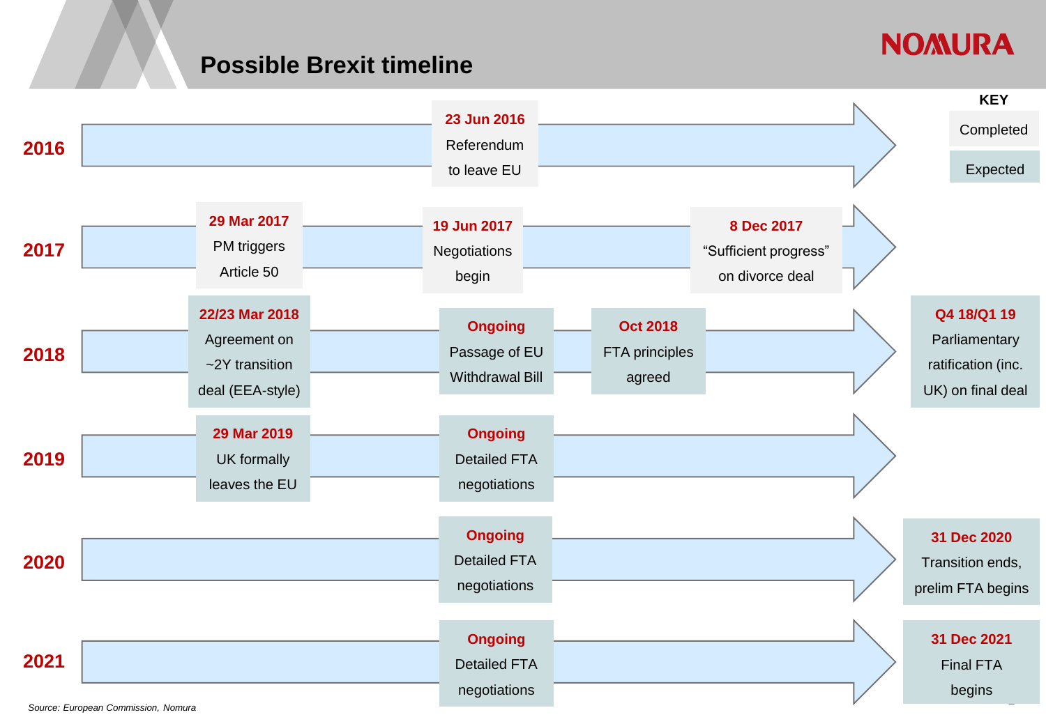# Possible Brexit timeline

**KEY**
- Completed
- Expected

## 2016

- **23 Jun 2016** — Referendum to leave EU *(Completed)*

## 2017

- **29 Mar 2017** — PM triggers Article 50 *(Completed)*
- **19 Jun 2017** — Negotiations begin *(Completed)*
- **8 Dec 2017** — "Sufficient progress" on divorce deal *(Completed)*

## 2018

- **22/23 Mar 2018** — Agreement on ~2Y transition deal (EEA-style) *(Expected)*
- **Ongoing** — Passage of EU Withdrawal Bill *(Expected)*
- **Oct 2018** — FTA principles agreed *(Expected)*
- **Q4 18/Q1 19** — Parliamentary ratification (inc. UK) on final deal *(Expected)*

## 2019

- **29 Mar 2019** — UK formally leaves the EU *(Expected)*
- **Ongoing** — Detailed FTA negotiations *(Expected)*

## 2020

- **Ongoing** — Detailed FTA negotiations *(Expected)*
- **31 Dec 2020** — Transition ends, prelim FTA begins *(Expected)*

## 2021

- **Ongoing** — Detailed FTA negotiations *(Expected)*
- **31 Dec 2021** — Final FTA begins *(Expected)*

*Source: European Commission, Nomura*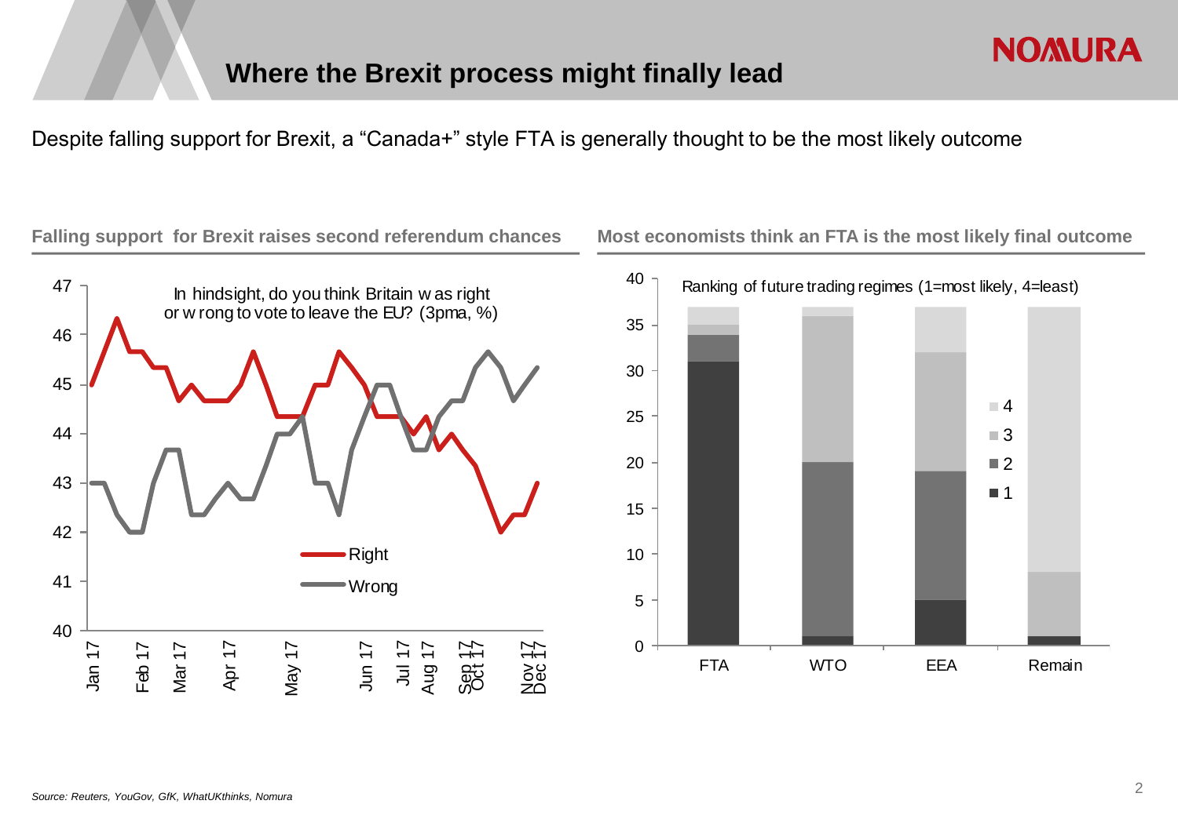# Where the Brexit process might finally lead

Despite falling support for Brexit, a "Canada+" style FTA is generally thought to be the most likely outcome

**Falling support for Brexit raises second referendum chances**

In hindsight, do you think Britain was right or wrong to vote to leave the EU? (3pma, %)

- Right
- Wrong

**Most economists think an FTA is the most likely final outcome**

Ranking of future trading regimes (1=most likely, 4=least)

| | FTA | WTO | EEA | Remain |
|---|---|---|---|---|
| 1 | 31 | 1 | 5 | 0 |
| 2 | 3 | 19 | 14 | 1 |
| 3 | 1 | 16 | 13 | 7 |
| 4 | 2 | 1 | 5 | 29 |

*Source: Reuters, YouGov, GfK, WhatUKthinks, Nomura*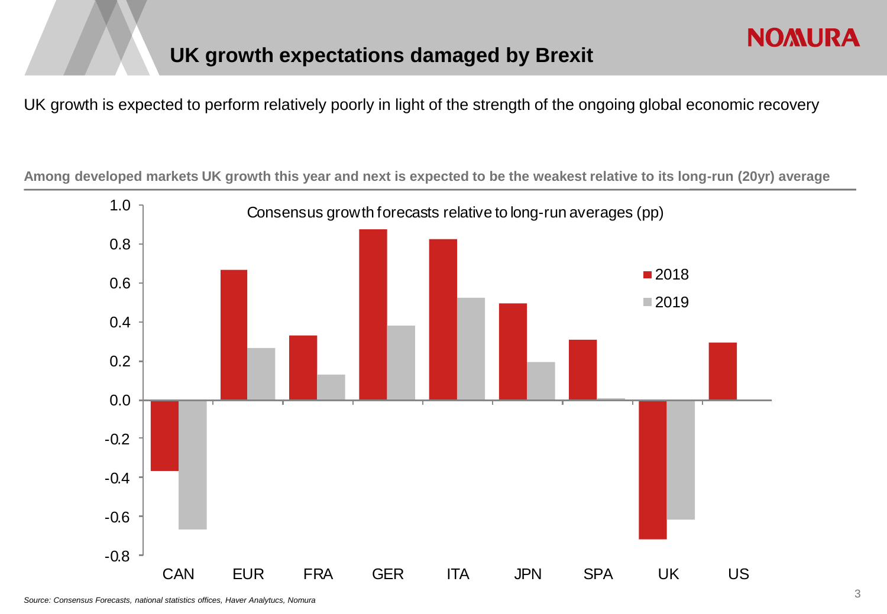# UK growth expectations damaged by Brexit

UK growth is expected to perform relatively poorly in light of the strength of the ongoing global economic recovery

**Among developed markets UK growth this year and next is expected to be the weakest relative to its long-run (20yr) average**

Consensus growth forecasts relative to long-run averages (pp)

| | 2018 | 2019 |
|---|---|---|
| CAN | -0.36 | -0.66 |
| EUR | 0.67 | 0.27 |
| FRA | 0.33 | 0.13 |
| GER | 0.88 | 0.38 |
| ITA | 0.83 | 0.53 |
| JPN | 0.50 | 0.20 |
| SPA | 0.31 | 0.01 |
| UK | -0.71 | -0.61 |
| US | 0.30 | |

*Source: Consensus Forecasts, national statistics offices, Haver Analytucs, Nomura*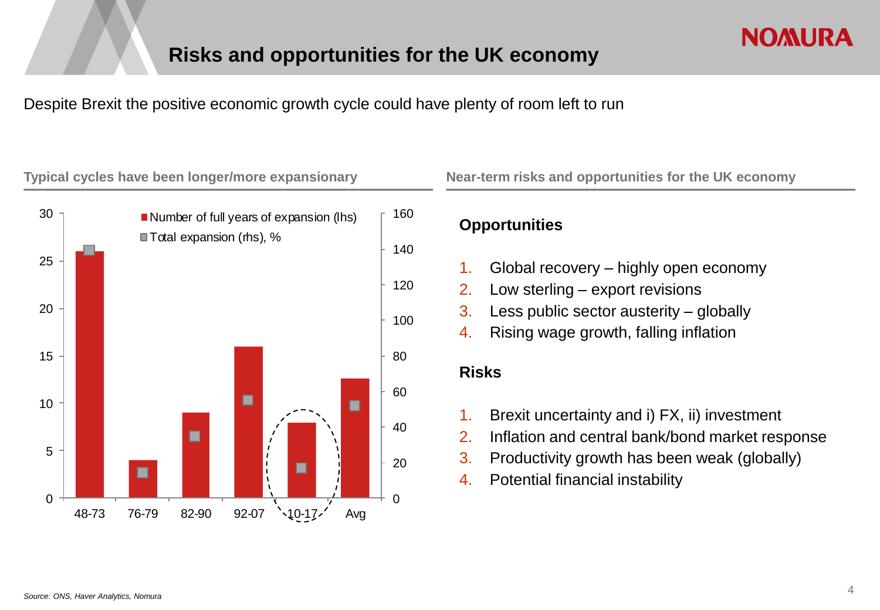# Risks and opportunities for the UK economy

Despite Brexit the positive economic growth cycle could have plenty of room left to run

**Typical cycles have been longer/more expansionary**

■ Number of full years of expansion (lhs)
■ Total expansion (rhs), %

| Period | Number of full years of expansion (lhs) |
|---|---|
| 48-73 | 26 |
| 76-79 | 4 |
| 82-90 | 9 |
| 92-07 | 16 |
| 10-17 | 8 |
| Avg | 12.6 |

**Near-term risks and opportunities for the UK economy**

### Opportunities

1. Global recovery – highly open economy
2. Low sterling – export revisions
3. Less public sector austerity – globally
4. Rising wage growth, falling inflation

### Risks

1. Brexit uncertainty and i) FX, ii) investment
2. Inflation and central bank/bond market response
3. Productivity growth has been weak (globally)
4. Potential financial instability

*Source: ONS, Haver Analytics, Nomura*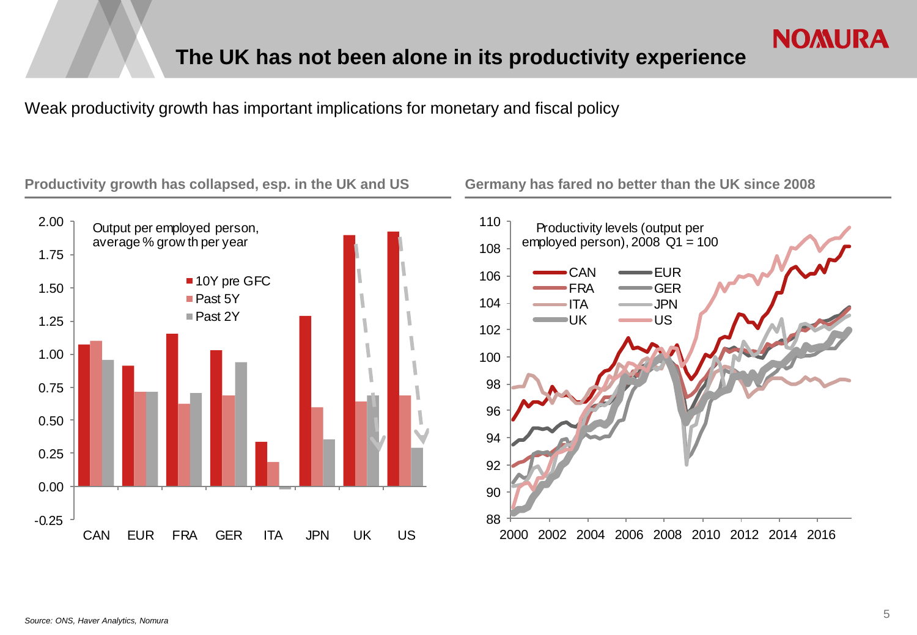# The UK has not been alone in its productivity experience

Weak productivity growth has important implications for monetary and fiscal policy

**Productivity growth has collapsed, esp. in the UK and US**

Output per employed person, average % growth per year

- 10Y pre GFC
- Past 5Y
- Past 2Y

CAN EUR FRA GER ITA JPN UK US

**Germany has fared no better than the UK since 2008**

Productivity levels (output per employed person), 2008 Q1 = 100

CAN, EUR, FRA, GER, ITA, JPN, UK, US

*Source: ONS, Haver Analytics, Nomura*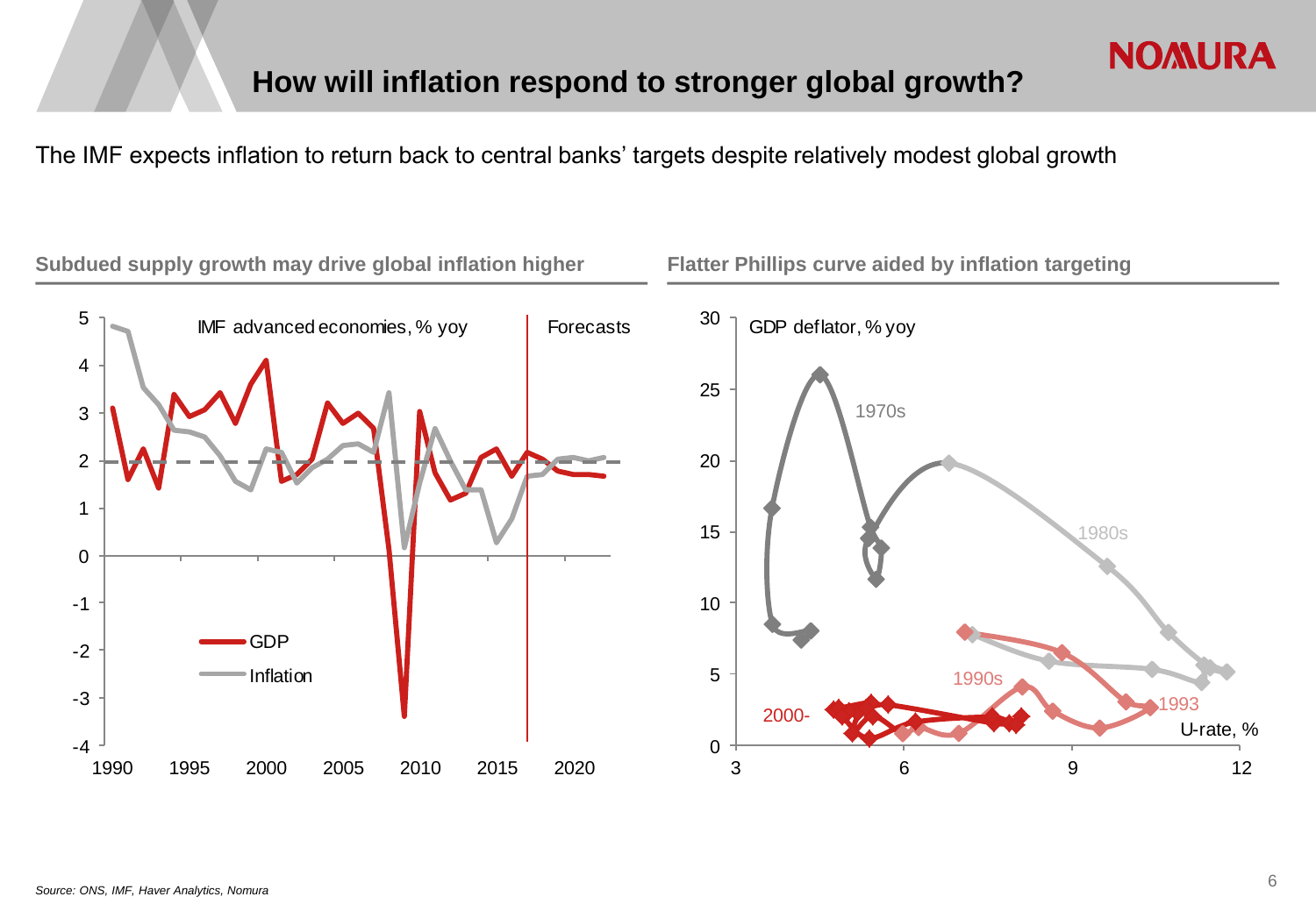# How will inflation respond to stronger global growth?

The IMF expects inflation to return back to central banks' targets despite relatively modest global growth

**Subdued supply growth may drive global inflation higher**

IMF advanced economies, % yoy

Forecasts

GDP

Inflation

**Flatter Phillips curve aided by inflation targeting**

GDP deflator, % yoy

1970s

1980s

1990s

1993

2000-

U-rate, %

*Source: ONS, IMF, Haver Analytics, Nomura*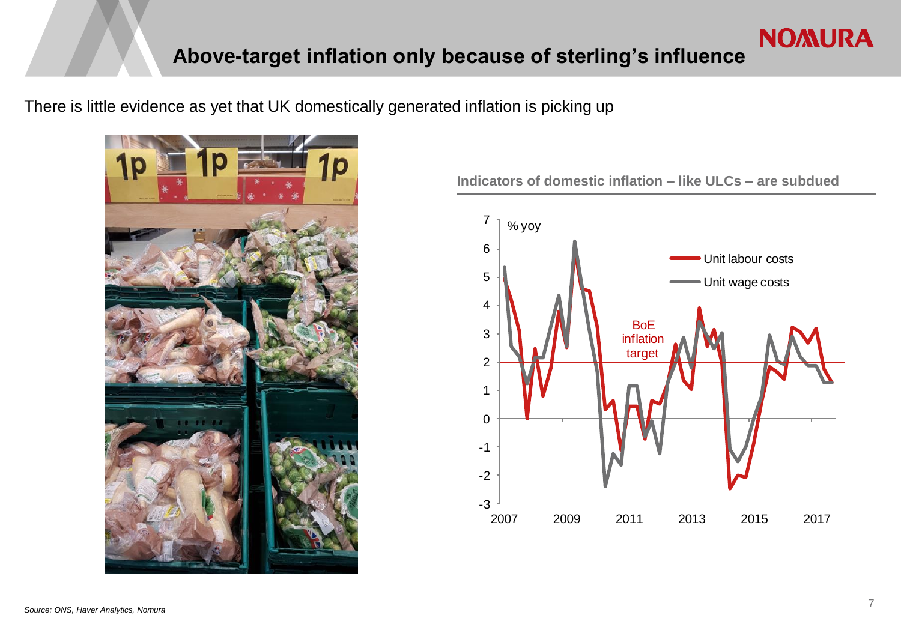# Above-target inflation only because of sterling's influence

There is little evidence as yet that UK domestically generated inflation is picking up

**Indicators of domestic inflation – like ULCs – are subdued**

*Source: ONS, Haver Analytics, Nomura*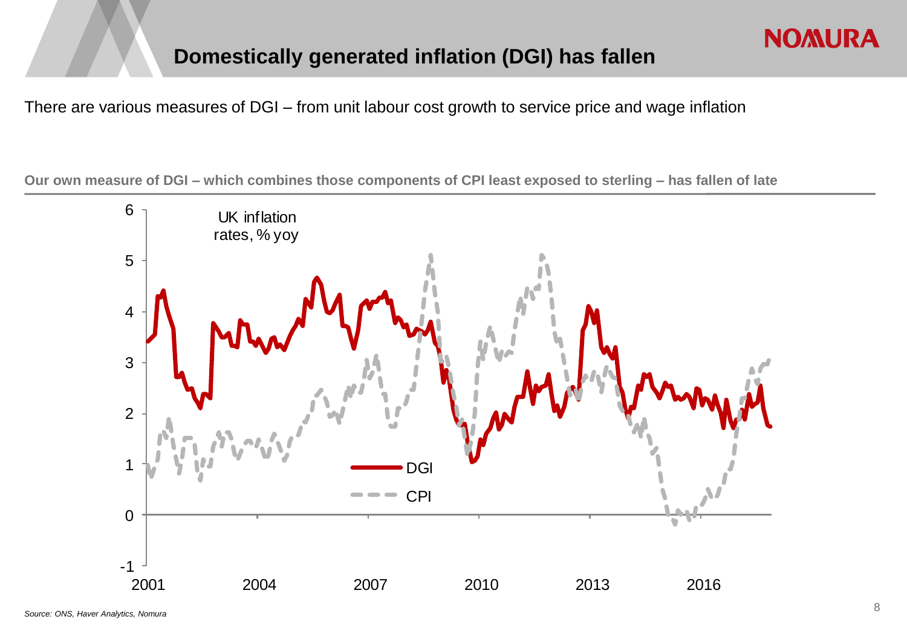# Domestically generated inflation (DGI) has fallen

There are various measures of DGI – from unit labour cost growth to service price and wage inflation

**Our own measure of DGI – which combines those components of CPI least exposed to sterling – has fallen of late**

UK inflation rates, % yoy

- DGI
- CPI

*Source: ONS, Haver Analytics, Nomura*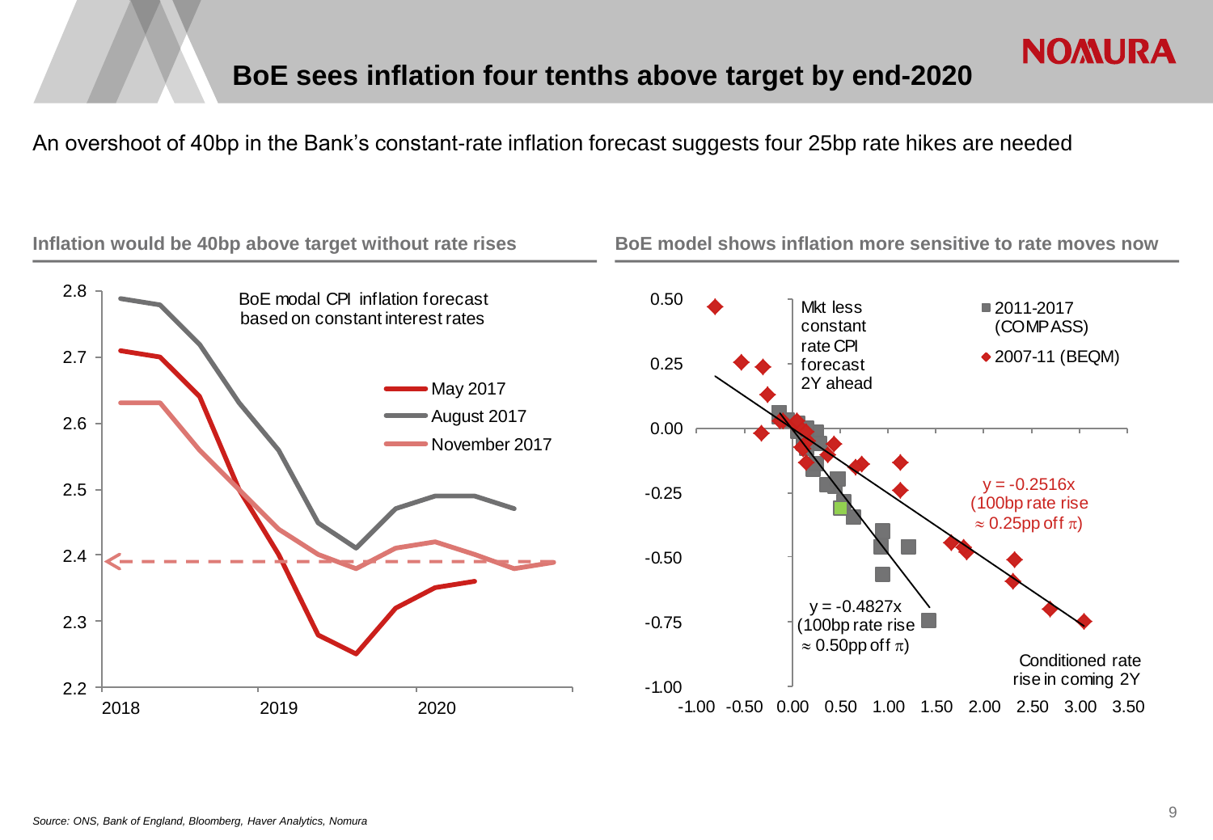# BoE sees inflation four tenths above target by end-2020

An overshoot of 40bp in the Bank's constant-rate inflation forecast suggests four 25bp rate hikes are needed

**Inflation would be 40bp above target without rate rises**

BoE modal CPI inflation forecast based on constant interest rates

- May 2017
- August 2017
- November 2017

**BoE model shows inflation more sensitive to rate moves now**

Mkt less constant rate CPI forecast 2Y ahead

- 2011-2017 (COMPASS)
- 2007-11 (BEQM)

$y = -0.2516x$ (100bp rate rise $\approx$ 0.25pp off $\pi$)

$y = -0.4827x$ (100bp rate rise $\approx$ 0.50pp off $\pi$)

Conditioned rate rise in coming 2Y

*Source: ONS, Bank of England, Bloomberg, Haver Analytics, Nomura*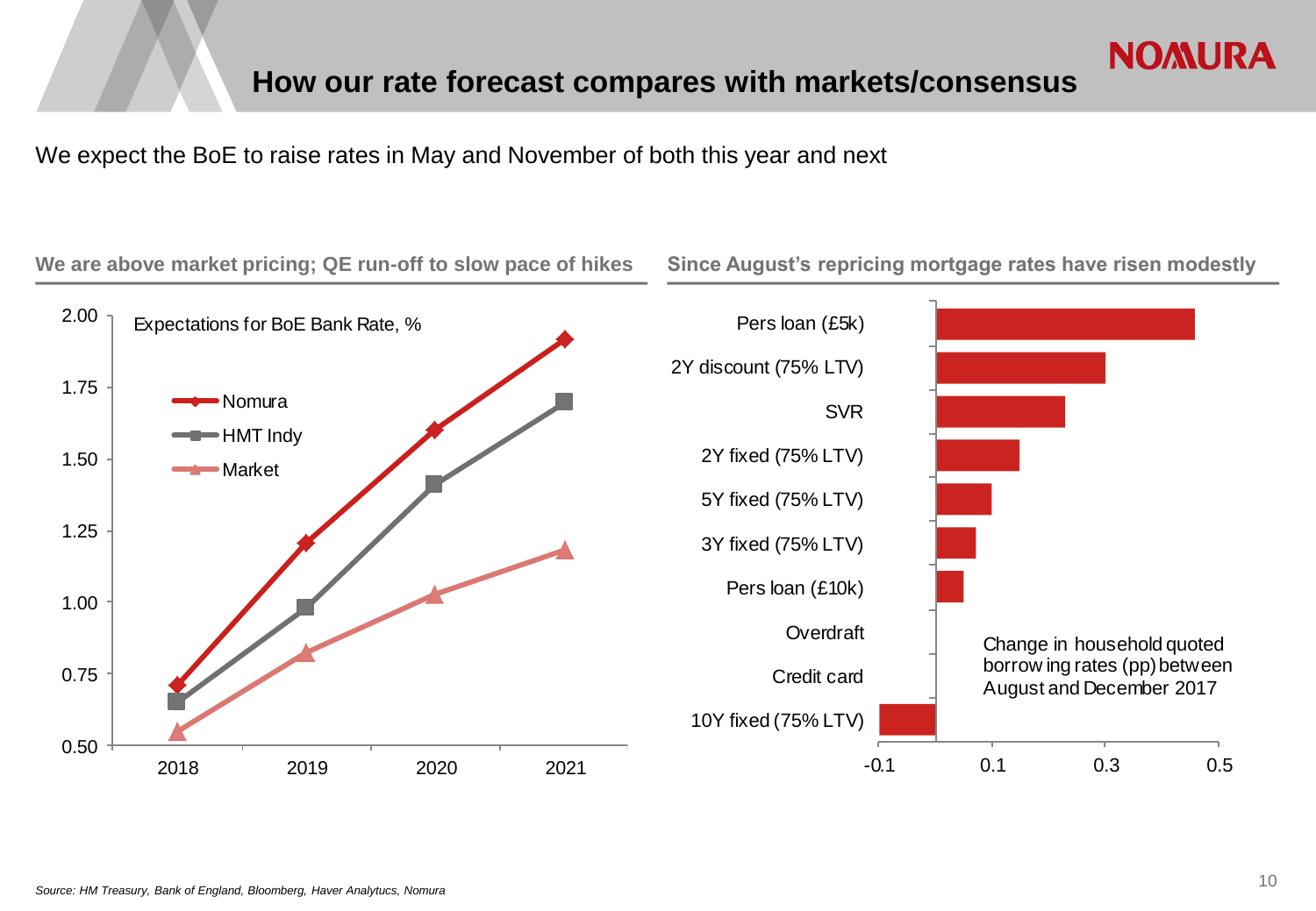# How our rate forecast compares with markets/consensus

We expect the BoE to raise rates in May and November of both this year and next

**We are above market pricing; QE run-off to slow pace of hikes**

Expectations for BoE Bank Rate, %

Legend: Nomura, HMT Indy, Market

**Since August's repricing mortgage rates have risen modestly**

Change in household quoted borrowing rates (pp) between August and December 2017

Categories: Pers loan (£5k), 2Y discount (75% LTV), SVR, 2Y fixed (75% LTV), 5Y fixed (75% LTV), 3Y fixed (75% LTV), Pers loan (£10k), Overdraft, Credit card, 10Y fixed (75% LTV)

*Source: HM Treasury, Bank of England, Bloomberg, Haver Analytucs, Nomura*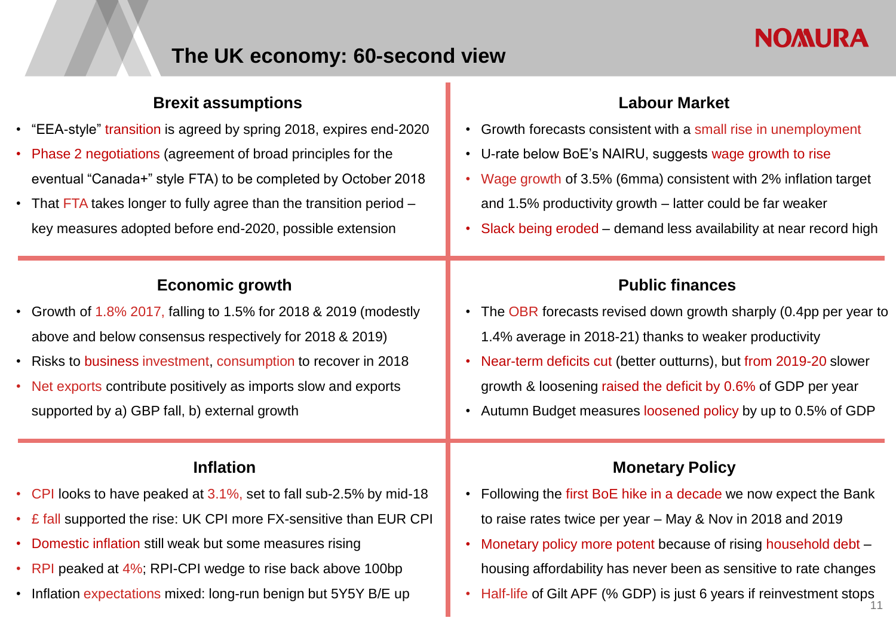# The UK economy: 60-second view

## Brexit assumptions

- "EEA-style" transition is agreed by spring 2018, expires end-2020
- Phase 2 negotiations (agreement of broad principles for the eventual "Canada+" style FTA) to be completed by October 2018
- That FTA takes longer to fully agree than the transition period – key measures adopted before end-2020, possible extension

## Labour Market

- Growth forecasts consistent with a small rise in unemployment
- U-rate below BoE's NAIRU, suggests wage growth to rise
- Wage growth of 3.5% (6mma) consistent with 2% inflation target and 1.5% productivity growth – latter could be far weaker
- Slack being eroded – demand less availability at near record high

## Economic growth

- Growth of 1.8% 2017, falling to 1.5% for 2018 & 2019 (modestly above and below consensus respectively for 2018 & 2019)
- Risks to business investment, consumption to recover in 2018
- Net exports contribute positively as imports slow and exports supported by a) GBP fall, b) external growth

## Public finances

- The OBR forecasts revised down growth sharply (0.4pp per year to 1.4% average in 2018-21) thanks to weaker productivity
- Near-term deficits cut (better outturns), but from 2019-20 slower growth & loosening raised the deficit by 0.6% of GDP per year
- Autumn Budget measures loosened policy by up to 0.5% of GDP

## Inflation

- CPI looks to have peaked at 3.1%, set to fall sub-2.5% by mid-18
- £ fall supported the rise: UK CPI more FX-sensitive than EUR CPI
- Domestic inflation still weak but some measures rising
- RPI peaked at 4%; RPI-CPI wedge to rise back above 100bp
- Inflation expectations mixed: long-run benign but 5Y5Y B/E up

## Monetary Policy

- Following the first BoE hike in a decade we now expect the Bank to raise rates twice per year – May & Nov in 2018 and 2019
- Monetary policy more potent because of rising household debt – housing affordability has never been as sensitive to rate changes
- Half-life of Gilt APF (% GDP) is just 6 years if reinvestment stops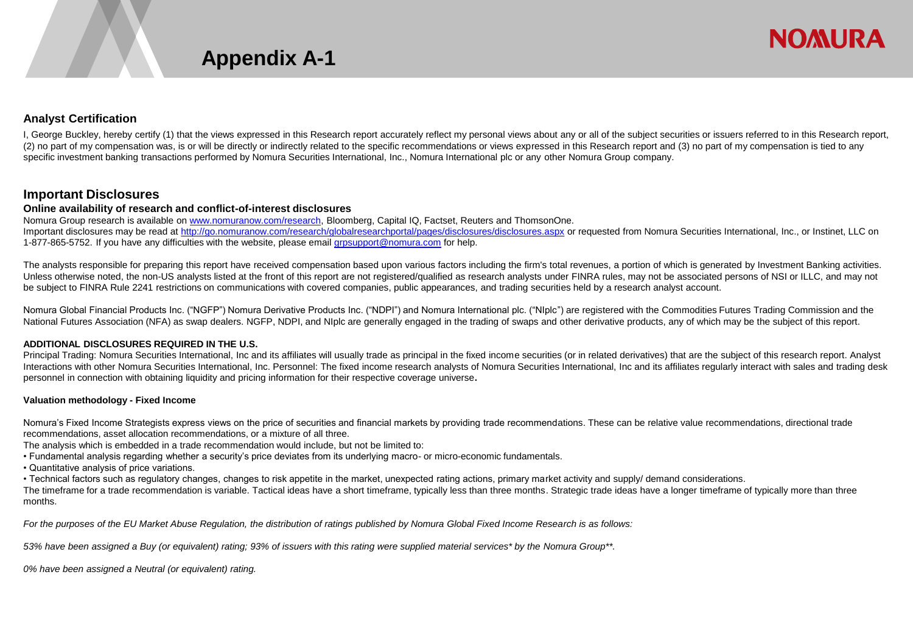# Appendix A-1

## Analyst Certification

I, George Buckley, hereby certify (1) that the views expressed in this Research report accurately reflect my personal views about any or all of the subject securities or issuers referred to in this Research report, (2) no part of my compensation was, is or will be directly or indirectly related to the specific recommendations or views expressed in this Research report and (3) no part of my compensation is tied to any specific investment banking transactions performed by Nomura Securities International, Inc., Nomura International plc or any other Nomura Group company.

## Important Disclosures

### Online availability of research and conflict-of-interest disclosures

Nomura Group research is available on www.nomuranow.com/research, Bloomberg, Capital IQ, Factset, Reuters and ThomsonOne.
Important disclosures may be read at http://go.nomuranow.com/research/globalresearchportal/pages/disclosures/disclosures.aspx or requested from Nomura Securities International, Inc., or Instinet, LLC on 1-877-865-5752. If you have any difficulties with the website, please email grpsupport@nomura.com for help.

The analysts responsible for preparing this report have received compensation based upon various factors including the firm's total revenues, a portion of which is generated by Investment Banking activities. Unless otherwise noted, the non-US analysts listed at the front of this report are not registered/qualified as research analysts under FINRA rules, may not be associated persons of NSI or ILLC, and may not be subject to FINRA Rule 2241 restrictions on communications with covered companies, public appearances, and trading securities held by a research analyst account.

Nomura Global Financial Products Inc. ("NGFP") Nomura Derivative Products Inc. ("NDPI") and Nomura International plc. ("NIplc") are registered with the Commodities Futures Trading Commission and the National Futures Association (NFA) as swap dealers. NGFP, NDPI, and NIplc are generally engaged in the trading of swaps and other derivative products, any of which may be the subject of this report.

**ADDITIONAL DISCLOSURES REQUIRED IN THE U.S.**

Principal Trading: Nomura Securities International, Inc and its affiliates will usually trade as principal in the fixed income securities (or in related derivatives) that are the subject of this research report. Analyst Interactions with other Nomura Securities International, Inc. Personnel: The fixed income research analysts of Nomura Securities International, Inc and its affiliates regularly interact with sales and trading desk personnel in connection with obtaining liquidity and pricing information for their respective coverage universe.

**Valuation methodology - Fixed Income**

Nomura's Fixed Income Strategists express views on the price of securities and financial markets by providing trade recommendations. These can be relative value recommendations, directional trade recommendations, asset allocation recommendations, or a mixture of all three.
The analysis which is embedded in a trade recommendation would include, but not be limited to:

- Fundamental analysis regarding whether a security's price deviates from its underlying macro- or micro-economic fundamentals.
- Quantitative analysis of price variations.
- Technical factors such as regulatory changes, changes to risk appetite in the market, unexpected rating actions, primary market activity and supply/ demand considerations.

The timeframe for a trade recommendation is variable. Tactical ideas have a short timeframe, typically less than three months. Strategic trade ideas have a longer timeframe of typically more than three months.

*For the purposes of the EU Market Abuse Regulation, the distribution of ratings published by Nomura Global Fixed Income Research is as follows:*

*53% have been assigned a Buy (or equivalent) rating; 93% of issuers with this rating were supplied material services\* by the Nomura Group\*\*.*

*0% have been assigned a Neutral (or equivalent) rating.*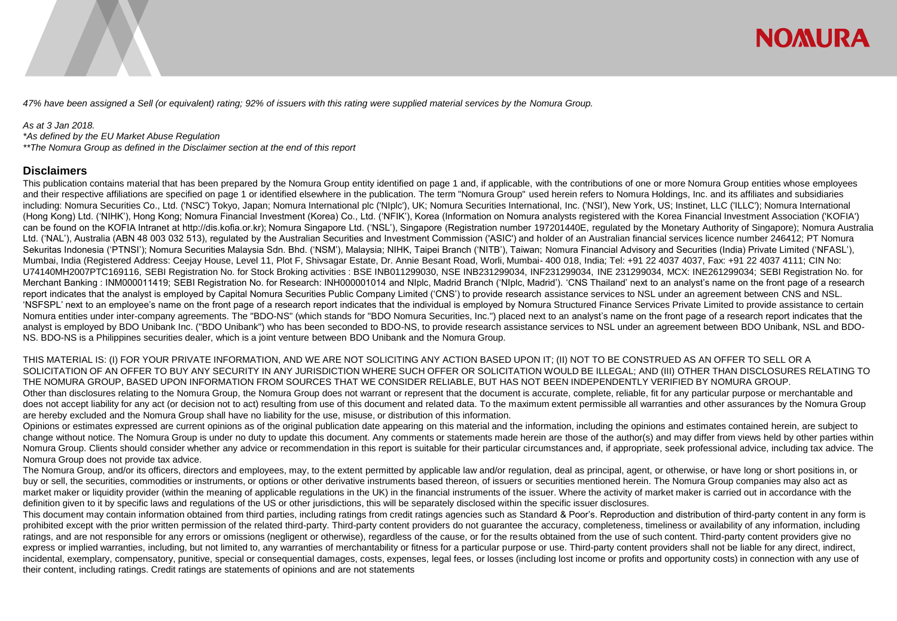*47% have been assigned a Sell (or equivalent) rating; 92% of issuers with this rating were supplied material services by the Nomura Group.*

*As at 3 Jan 2018.*
*\*As defined by the EU Market Abuse Regulation*
*\*\*The Nomura Group as defined in the Disclaimer section at the end of this report*

## Disclaimers

This publication contains material that has been prepared by the Nomura Group entity identified on page 1 and, if applicable, with the contributions of one or more Nomura Group entities whose employees and their respective affiliations are specified on page 1 or identified elsewhere in the publication. The term "Nomura Group" used herein refers to Nomura Holdings, Inc. and its affiliates and subsidiaries including: Nomura Securities Co., Ltd. ('NSC') Tokyo, Japan; Nomura International plc ('NIplc'), UK; Nomura Securities International, Inc. ('NSI'), New York, US; Instinet, LLC ('ILLC'); Nomura International (Hong Kong) Ltd. ('NIHK'), Hong Kong; Nomura Financial Investment (Korea) Co., Ltd. ('NFIK'), Korea (Information on Nomura analysts registered with the Korea Financial Investment Association ('KOFIA') can be found on the KOFIA Intranet at http://dis.kofia.or.kr); Nomura Singapore Ltd. ('NSL'), Singapore (Registration number 197201440E, regulated by the Monetary Authority of Singapore); Nomura Australia Ltd. ('NAL'), Australia (ABN 48 003 032 513), regulated by the Australian Securities and Investment Commission ('ASIC') and holder of an Australian financial services licence number 246412; PT Nomura Sekuritas Indonesia ('PTNSI'); Nomura Securities Malaysia Sdn. Bhd. ('NSM'), Malaysia; NIHK, Taipei Branch ('NITB'), Taiwan; Nomura Financial Advisory and Securities (India) Private Limited ('NFASL'), Mumbai, India (Registered Address: Ceejay House, Level 11, Plot F, Shivsagar Estate, Dr. Annie Besant Road, Worli, Mumbai- 400 018, India; Tel: +91 22 4037 4037, Fax: +91 22 4037 4111; CIN No: U74140MH2007PTC169116, SEBI Registration No. for Stock Broking activities : BSE INB011299030, NSE INB231299034, INF231299034, INE 231299034, MCX: INE261299034; SEBI Registration No. for Merchant Banking : INM000011419; SEBI Registration No. for Research: INH000001014 and NIplc, Madrid Branch ('NIplc, Madrid'). 'CNS Thailand' next to an analyst's name on the front page of a research report indicates that the analyst is employed by Capital Nomura Securities Public Company Limited ('CNS') to provide research assistance services to NSL under an agreement between CNS and NSL. 'NSFSPL' next to an employee's name on the front page of a research report indicates that the individual is employed by Nomura Structured Finance Services Private Limited to provide assistance to certain Nomura entities under inter-company agreements. The "BDO-NS" (which stands for "BDO Nomura Securities, Inc.") placed next to an analyst's name on the front page of a research report indicates that the analyst is employed by BDO Unibank Inc. ("BDO Unibank") who has been seconded to BDO-NS, to provide research assistance services to NSL under an agreement between BDO Unibank, NSL and BDO-NS. BDO-NS is a Philippines securities dealer, which is a joint venture between BDO Unibank and the Nomura Group.

THIS MATERIAL IS: (I) FOR YOUR PRIVATE INFORMATION, AND WE ARE NOT SOLICITING ANY ACTION BASED UPON IT; (II) NOT TO BE CONSTRUED AS AN OFFER TO SELL OR A SOLICITATION OF AN OFFER TO BUY ANY SECURITY IN ANY JURISDICTION WHERE SUCH OFFER OR SOLICITATION WOULD BE ILLEGAL; AND (III) OTHER THAN DISCLOSURES RELATING TO THE NOMURA GROUP, BASED UPON INFORMATION FROM SOURCES THAT WE CONSIDER RELIABLE, BUT HAS NOT BEEN INDEPENDENTLY VERIFIED BY NOMURA GROUP.
Other than disclosures relating to the Nomura Group, the Nomura Group does not warrant or represent that the document is accurate, complete, reliable, fit for any particular purpose or merchantable and does not accept liability for any act (or decision not to act) resulting from use of this document and related data. To the maximum extent permissible all warranties and other assurances by the Nomura Group are hereby excluded and the Nomura Group shall have no liability for the use, misuse, or distribution of this information.
Opinions or estimates expressed are current opinions as of the original publication date appearing on this material and the information, including the opinions and estimates contained herein, are subject to change without notice. The Nomura Group is under no duty to update this document. Any comments or statements made herein are those of the author(s) and may differ from views held by other parties within Nomura Group. Clients should consider whether any advice or recommendation in this report is suitable for their particular circumstances and, if appropriate, seek professional advice, including tax advice. The Nomura Group does not provide tax advice.
The Nomura Group, and/or its officers, directors and employees, may, to the extent permitted by applicable law and/or regulation, deal as principal, agent, or otherwise, or have long or short positions in, or buy or sell, the securities, commodities or instruments, or options or other derivative instruments based thereon, of issuers or securities mentioned herein. The Nomura Group companies may also act as market maker or liquidity provider (within the meaning of applicable regulations in the UK) in the financial instruments of the issuer. Where the activity of market maker is carried out in accordance with the definition given to it by specific laws and regulations of the US or other jurisdictions, this will be separately disclosed within the specific issuer disclosures.
This document may contain information obtained from third parties, including ratings from credit ratings agencies such as Standard & Poor's. Reproduction and distribution of third-party content in any form is prohibited except with the prior written permission of the related third-party. Third-party content providers do not guarantee the accuracy, completeness, timeliness or availability of any information, including ratings, and are not responsible for any errors or omissions (negligent or otherwise), regardless of the cause, or for the results obtained from the use of such content. Third-party content providers give no express or implied warranties, including, but not limited to, any warranties of merchantability or fitness for a particular purpose or use. Third-party content providers shall not be liable for any direct, indirect, incidental, exemplary, compensatory, punitive, special or consequential damages, costs, expenses, legal fees, or losses (including lost income or profits and opportunity costs) in connection with any use of their content, including ratings. Credit ratings are statements of opinions and are not statements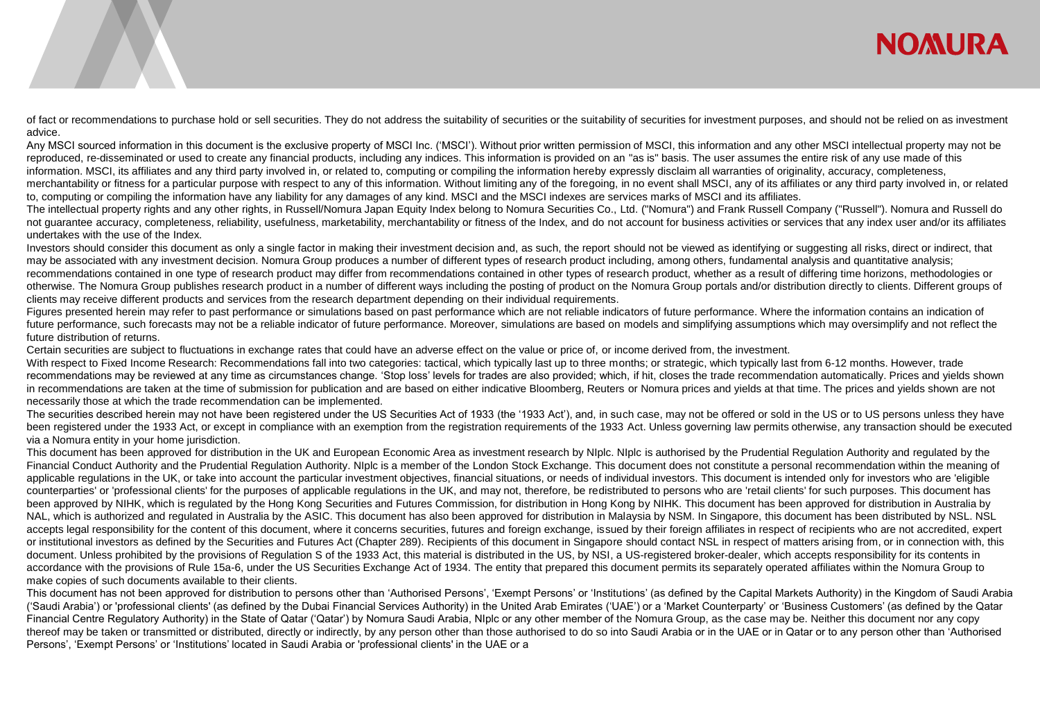of fact or recommendations to purchase hold or sell securities. They do not address the suitability of securities or the suitability of securities for investment purposes, and should not be relied on as investment advice.

Any MSCI sourced information in this document is the exclusive property of MSCI Inc. ('MSCI'). Without prior written permission of MSCI, this information and any other MSCI intellectual property may not be reproduced, re-disseminated or used to create any financial products, including any indices. This information is provided on an "as is" basis. The user assumes the entire risk of any use made of this information. MSCI, its affiliates and any third party involved in, or related to, computing or compiling the information hereby expressly disclaim all warranties of originality, accuracy, completeness, merchantability or fitness for a particular purpose with respect to any of this information. Without limiting any of the foregoing, in no event shall MSCI, any of its affiliates or any third party involved in, or related to, computing or compiling the information have any liability for any damages of any kind. MSCI and the MSCI indexes are services marks of MSCI and its affiliates.

The intellectual property rights and any other rights, in Russell/Nomura Japan Equity Index belong to Nomura Securities Co., Ltd. ("Nomura") and Frank Russell Company ("Russell"). Nomura and Russell do not guarantee accuracy, completeness, reliability, usefulness, marketability, merchantability or fitness of the Index, and do not account for business activities or services that any index user and/or its affiliates undertakes with the use of the Index.

Investors should consider this document as only a single factor in making their investment decision and, as such, the report should not be viewed as identifying or suggesting all risks, direct or indirect, that may be associated with any investment decision. Nomura Group produces a number of different types of research product including, among others, fundamental analysis and quantitative analysis; recommendations contained in one type of research product may differ from recommendations contained in other types of research product, whether as a result of differing time horizons, methodologies or otherwise. The Nomura Group publishes research product in a number of different ways including the posting of product on the Nomura Group portals and/or distribution directly to clients. Different groups of clients may receive different products and services from the research department depending on their individual requirements.

Figures presented herein may refer to past performance or simulations based on past performance which are not reliable indicators of future performance. Where the information contains an indication of future performance, such forecasts may not be a reliable indicator of future performance. Moreover, simulations are based on models and simplifying assumptions which may oversimplify and not reflect the future distribution of returns.

Certain securities are subject to fluctuations in exchange rates that could have an adverse effect on the value or price of, or income derived from, the investment.

With respect to Fixed Income Research: Recommendations fall into two categories: tactical, which typically last up to three months; or strategic, which typically last from 6-12 months. However, trade recommendations may be reviewed at any time as circumstances change. 'Stop loss' levels for trades are also provided; which, if hit, closes the trade recommendation automatically. Prices and yields shown in recommendations are taken at the time of submission for publication and are based on either indicative Bloomberg, Reuters or Nomura prices and yields at that time. The prices and yields shown are not necessarily those at which the trade recommendation can be implemented.

The securities described herein may not have been registered under the US Securities Act of 1933 (the '1933 Act'), and, in such case, may not be offered or sold in the US or to US persons unless they have been registered under the 1933 Act, or except in compliance with an exemption from the registration requirements of the 1933 Act. Unless governing law permits otherwise, any transaction should be executed via a Nomura entity in your home jurisdiction.

This document has been approved for distribution in the UK and European Economic Area as investment research by NIplc. NIplc is authorised by the Prudential Regulation Authority and regulated by the Financial Conduct Authority and the Prudential Regulation Authority. NIplc is a member of the London Stock Exchange. This document does not constitute a personal recommendation within the meaning of applicable regulations in the UK, or take into account the particular investment objectives, financial situations, or needs of individual investors. This document is intended only for investors who are 'eligible counterparties' or 'professional clients' for the purposes of applicable regulations in the UK, and may not, therefore, be redistributed to persons who are 'retail clients' for such purposes. This document has been approved by NIHK, which is regulated by the Hong Kong Securities and Futures Commission, for distribution in Hong Kong by NIHK. This document has been approved for distribution in Australia by NAL, which is authorized and regulated in Australia by the ASIC. This document has also been approved for distribution in Malaysia by NSM. In Singapore, this document has been distributed by NSL. NSL accepts legal responsibility for the content of this document, where it concerns securities, futures and foreign exchange, issued by their foreign affiliates in respect of recipients who are not accredited, expert or institutional investors as defined by the Securities and Futures Act (Chapter 289). Recipients of this document in Singapore should contact NSL in respect of matters arising from, or in connection with, this document. Unless prohibited by the provisions of Regulation S of the 1933 Act, this material is distributed in the US, by NSI, a US-registered broker-dealer, which accepts responsibility for its contents in accordance with the provisions of Rule 15a-6, under the US Securities Exchange Act of 1934. The entity that prepared this document permits its separately operated affiliates within the Nomura Group to make copies of such documents available to their clients.

This document has not been approved for distribution to persons other than 'Authorised Persons', 'Exempt Persons' or 'Institutions' (as defined by the Capital Markets Authority) in the Kingdom of Saudi Arabia ('Saudi Arabia') or 'professional clients' (as defined by the Dubai Financial Services Authority) in the United Arab Emirates ('UAE') or a 'Market Counterparty' or 'Business Customers' (as defined by the Qatar Financial Centre Regulatory Authority) in the State of Qatar ('Qatar') by Nomura Saudi Arabia, NIplc or any other member of the Nomura Group, as the case may be. Neither this document nor any copy thereof may be taken or transmitted or distributed, directly or indirectly, by any person other than those authorised to do so into Saudi Arabia or in the UAE or in Qatar or to any person other than 'Authorised Persons', 'Exempt Persons' or 'Institutions' located in Saudi Arabia or 'professional clients' in the UAE or a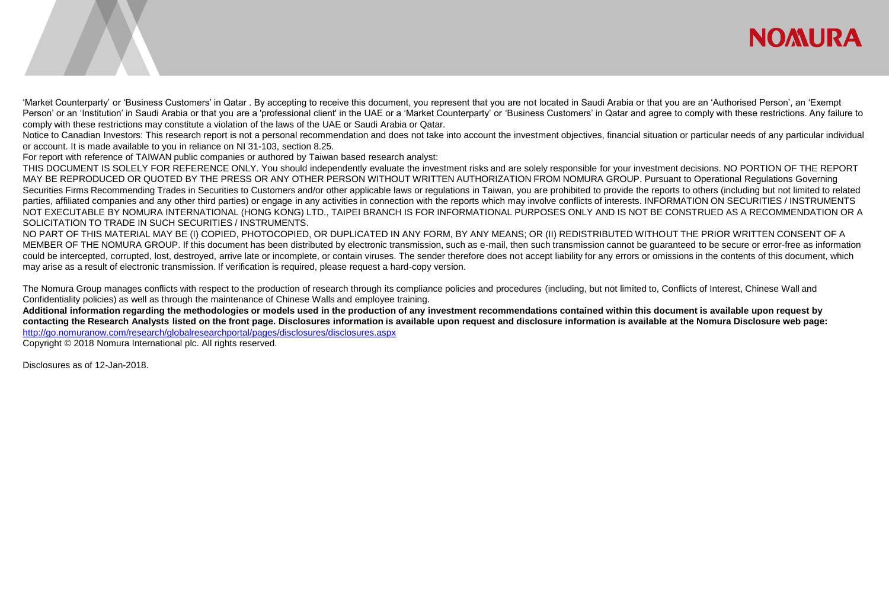'Market Counterparty' or 'Business Customers' in Qatar . By accepting to receive this document, you represent that you are not located in Saudi Arabia or that you are an 'Authorised Person', an 'Exempt Person' or an 'Institution' in Saudi Arabia or that you are a 'professional client' in the UAE or a 'Market Counterparty' or 'Business Customers' in Qatar and agree to comply with these restrictions. Any failure to comply with these restrictions may constitute a violation of the laws of the UAE or Saudi Arabia or Qatar.

Notice to Canadian Investors: This research report is not a personal recommendation and does not take into account the investment objectives, financial situation or particular needs of any particular individual or account. It is made available to you in reliance on NI 31-103, section 8.25.

For report with reference of TAIWAN public companies or authored by Taiwan based research analyst:

THIS DOCUMENT IS SOLELY FOR REFERENCE ONLY. You should independently evaluate the investment risks and are solely responsible for your investment decisions. NO PORTION OF THE REPORT MAY BE REPRODUCED OR QUOTED BY THE PRESS OR ANY OTHER PERSON WITHOUT WRITTEN AUTHORIZATION FROM NOMURA GROUP. Pursuant to Operational Regulations Governing Securities Firms Recommending Trades in Securities to Customers and/or other applicable laws or regulations in Taiwan, you are prohibited to provide the reports to others (including but not limited to related parties, affiliated companies and any other third parties) or engage in any activities in connection with the reports which may involve conflicts of interests. INFORMATION ON SECURITIES / INSTRUMENTS NOT EXECUTABLE BY NOMURA INTERNATIONAL (HONG KONG) LTD., TAIPEI BRANCH IS FOR INFORMATIONAL PURPOSES ONLY AND IS NOT BE CONSTRUED AS A RECOMMENDATION OR A SOLICITATION TO TRADE IN SUCH SECURITIES / INSTRUMENTS.

NO PART OF THIS MATERIAL MAY BE (I) COPIED, PHOTOCOPIED, OR DUPLICATED IN ANY FORM, BY ANY MEANS; OR (II) REDISTRIBUTED WITHOUT THE PRIOR WRITTEN CONSENT OF A MEMBER OF THE NOMURA GROUP. If this document has been distributed by electronic transmission, such as e-mail, then such transmission cannot be guaranteed to be secure or error-free as information could be intercepted, corrupted, lost, destroyed, arrive late or incomplete, or contain viruses. The sender therefore does not accept liability for any errors or omissions in the contents of this document, which may arise as a result of electronic transmission. If verification is required, please request a hard-copy version.

The Nomura Group manages conflicts with respect to the production of research through its compliance policies and procedures (including, but not limited to, Conflicts of Interest, Chinese Wall and Confidentiality policies) as well as through the maintenance of Chinese Walls and employee training.

**Additional information regarding the methodologies or models used in the production of any investment recommendations contained within this document is available upon request by contacting the Research Analysts listed on the front page. Disclosures information is available upon request and disclosure information is available at the Nomura Disclosure web page:** http://go.nomuranow.com/research/globalresearchportal/pages/disclosures/disclosures.aspx

Copyright © 2018 Nomura International plc. All rights reserved.

Disclosures as of 12-Jan-2018.